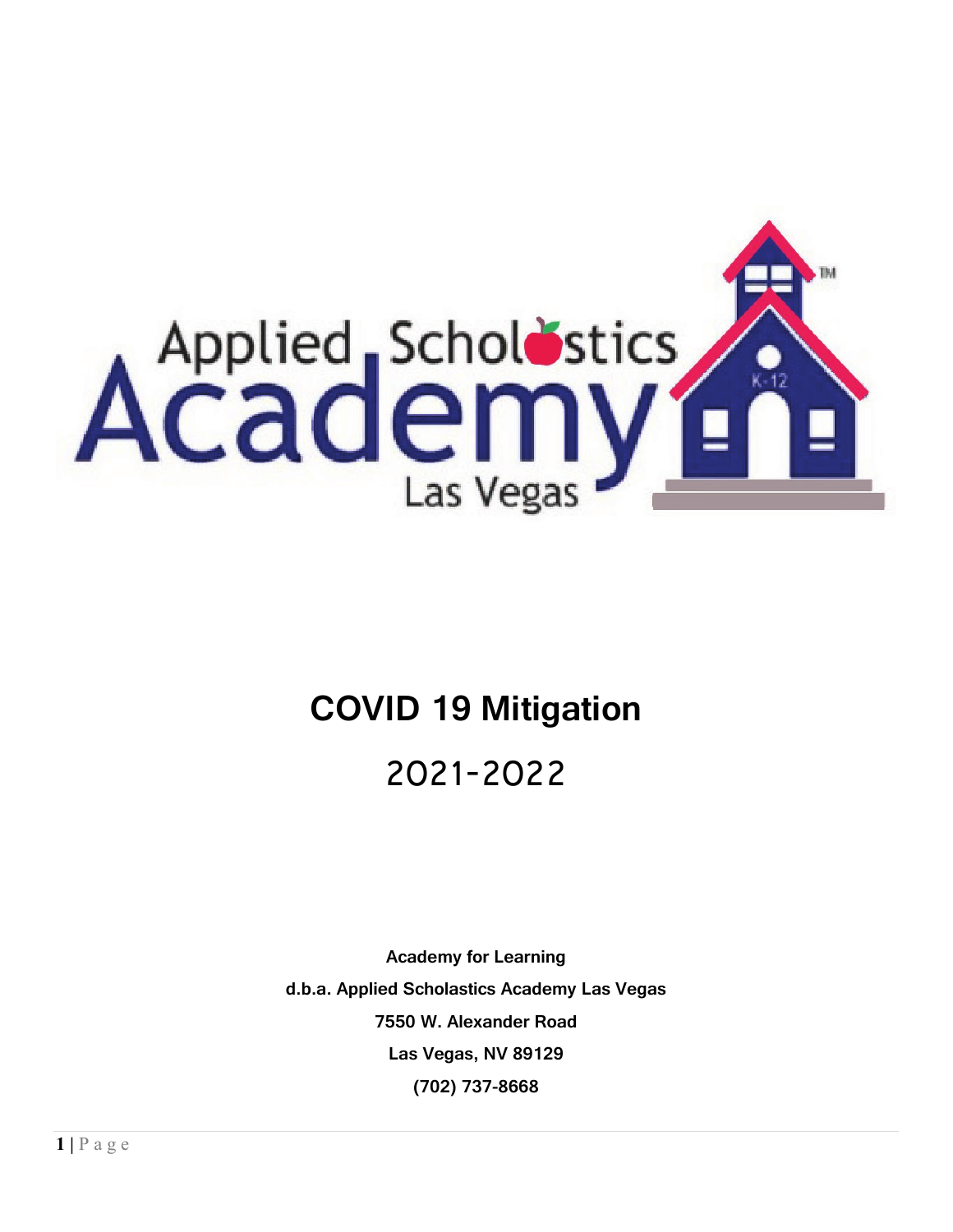# COVID 19 Mitigation

## 2021-2022

**Academy for Learning**

**d.b.a. Applied Scholastics Academy Las Vegas**

**7550 W. Alexander Road**

**Las Vegas, NV 89129**

**(702) 737-8668**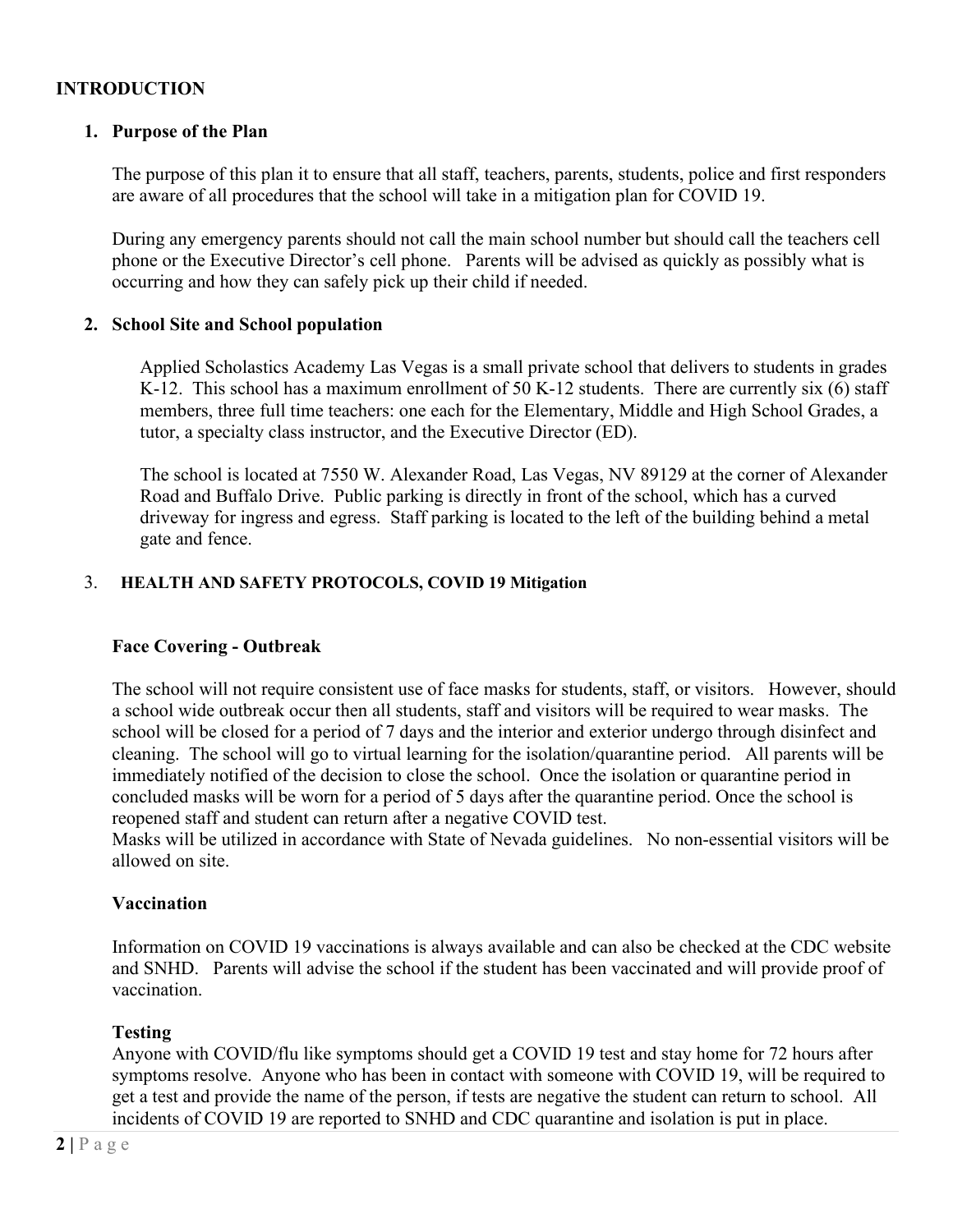## INTRODUCTION

### 1. Purpose of the Plan

The purpose of this plan it to ensure that all staff, teachers, parents, students, police and first responders are aware of all procedures that the school will take in a mitigation plan for COVID 19.

During any emergency parents should not call the main school number but should call the teachers cell phone or the Executive Director's cell phone. Parents will be advised as quickly as possibly what is occurring and how they can safely pick up their child if needed.

### 2. School Site and School population

Applied Scholastics Academy Las Vegas is a small private school that delivers to students in grades K-12. This school has a maximum enrollment of 50 K-12 students. There are currently six (6) staff members, three full time teachers: one each for the Elementary, Middle and High School Grades, a tutor, a specialty class instructor, and the Executive Director (ED).

The school is located at 7550 W. Alexander Road, Las Vegas, NV 89129 at the corner of Alexander Road and Buffalo Drive. Public parking is directly in front of the school, which has a curved driveway for ingress and egress. Staff parking is located to the left of the building behind a metal gate and fence.

### 3. HEALTH AND SAFETY PROTOCOLS, COVID 19 Mitigation

**Face Covering - Outbreak**

The school will not require consistent use of face masks for students, staff, or visitors. However, should a school wide outbreak occur then all students, staff and visitors will be required to wear masks. The school will be closed for a period of 7 days and the interior and exterior undergo through disinfect and cleaning. The school will go to virtual learning for the isolation/quarantine period. All parents will be immediately notified of the decision to close the school. Once the isolation or quarantine period in concluded masks will be worn for a period of 5 days after the quarantine period. Once the school is reopened staff and student can return after a negative COVID test.
Masks will be utilized in accordance with State of Nevada guidelines. No non-essential visitors will be allowed on site.

**Vaccination**

Information on COVID 19 vaccinations is always available and can also be checked at the CDC website and SNHD. Parents will advise the school if the student has been vaccinated and will provide proof of vaccination.

**Testing**

Anyone with COVID/flu like symptoms should get a COVID 19 test and stay home for 72 hours after symptoms resolve. Anyone who has been in contact with someone with COVID 19, will be required to get a test and provide the name of the person, if tests are negative the student can return to school. All incidents of COVID 19 are reported to SNHD and CDC quarantine and isolation is put in place.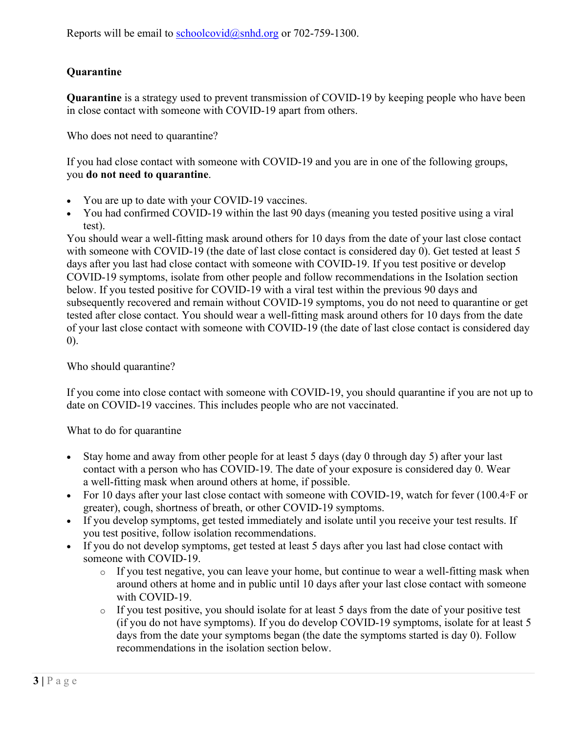Reports will be email to schoolcovid@snhd.org or 702-759-1300.

## Quarantine

**Quarantine** is a strategy used to prevent transmission of COVID-19 by keeping people who have been in close contact with someone with COVID-19 apart from others.

Who does not need to quarantine?

If you had close contact with someone with COVID-19 and you are in one of the following groups, you **do not need to quarantine**.

- You are up to date with your COVID-19 vaccines.
- You had confirmed COVID-19 within the last 90 days (meaning you tested positive using a viral test).

You should wear a well-fitting mask around others for 10 days from the date of your last close contact with someone with COVID-19 (the date of last close contact is considered day 0). Get tested at least 5 days after you last had close contact with someone with COVID-19. If you test positive or develop COVID-19 symptoms, isolate from other people and follow recommendations in the Isolation section below. If you tested positive for COVID-19 with a viral test within the previous 90 days and subsequently recovered and remain without COVID-19 symptoms, you do not need to quarantine or get tested after close contact. You should wear a well-fitting mask around others for 10 days from the date of your last close contact with someone with COVID-19 (the date of last close contact is considered day 0).

Who should quarantine?

If you come into close contact with someone with COVID-19, you should quarantine if you are not up to date on COVID-19 vaccines. This includes people who are not vaccinated.

What to do for quarantine

- Stay home and away from other people for at least 5 days (day 0 through day 5) after your last contact with a person who has COVID-19. The date of your exposure is considered day 0. Wear a well-fitting mask when around others at home, if possible.
- For 10 days after your last close contact with someone with COVID-19, watch for fever (100.4◦F or greater), cough, shortness of breath, or other COVID-19 symptoms.
- If you develop symptoms, get tested immediately and isolate until you receive your test results. If you test positive, follow isolation recommendations.
- If you do not develop symptoms, get tested at least 5 days after you last had close contact with someone with COVID-19.
    - If you test negative, you can leave your home, but continue to wear a well-fitting mask when around others at home and in public until 10 days after your last close contact with someone with COVID-19.
    - If you test positive, you should isolate for at least 5 days from the date of your positive test (if you do not have symptoms). If you do develop COVID-19 symptoms, isolate for at least 5 days from the date your symptoms began (the date the symptoms started is day 0). Follow recommendations in the isolation section below.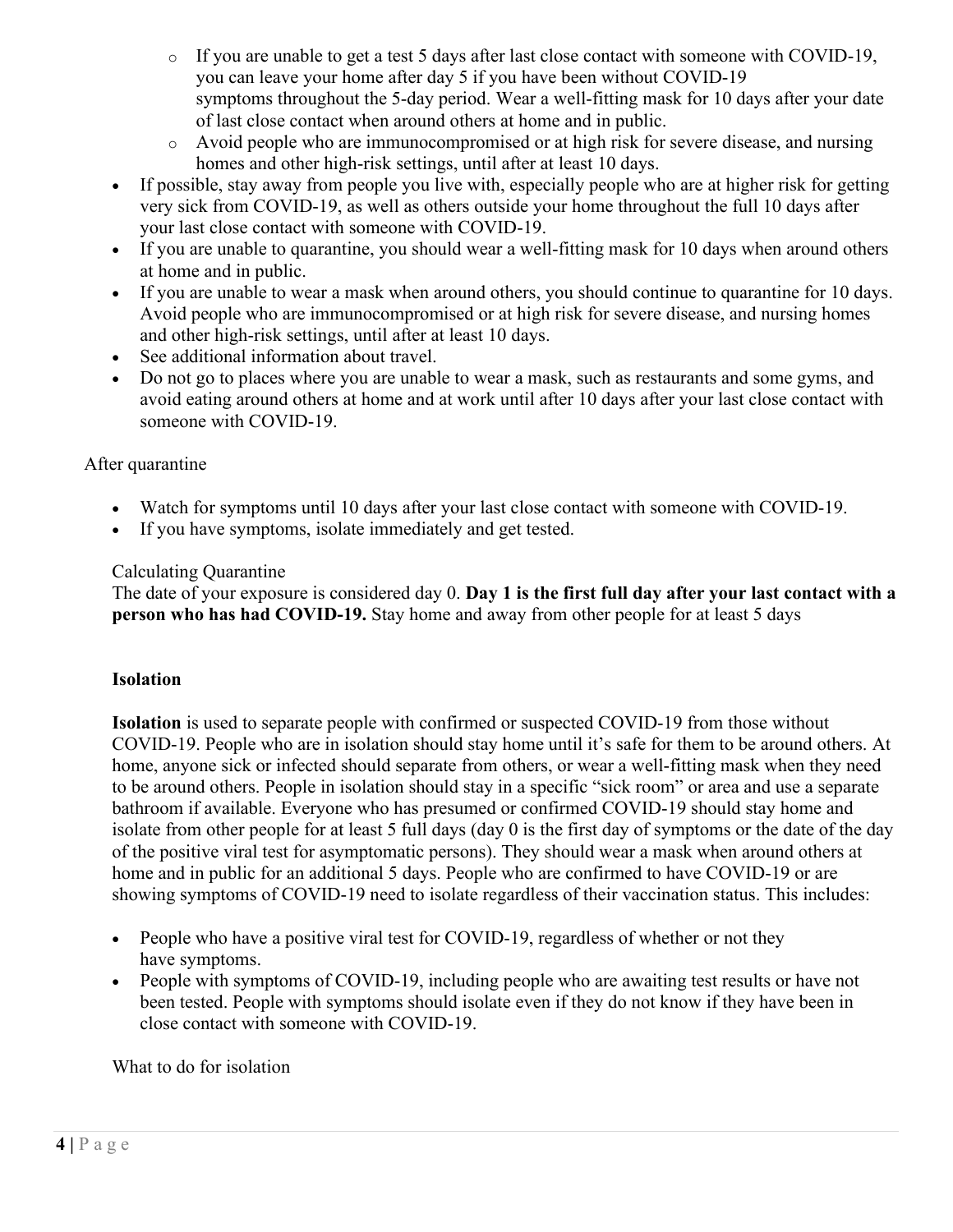- If you are unable to get a test 5 days after last close contact with someone with COVID-19, you can leave your home after day 5 if you have been without COVID-19 symptoms throughout the 5-day period. Wear a well-fitting mask for 10 days after your date of last close contact when around others at home and in public.
   - Avoid people who are immunocompromised or at high risk for severe disease, and nursing homes and other high-risk settings, until after at least 10 days.
- If possible, stay away from people you live with, especially people who are at higher risk for getting very sick from COVID-19, as well as others outside your home throughout the full 10 days after your last close contact with someone with COVID-19.
- If you are unable to quarantine, you should wear a well-fitting mask for 10 days when around others at home and in public.
- If you are unable to wear a mask when around others, you should continue to quarantine for 10 days. Avoid people who are immunocompromised or at high risk for severe disease, and nursing homes and other high-risk settings, until after at least 10 days.
- See additional information about travel.
- Do not go to places where you are unable to wear a mask, such as restaurants and some gyms, and avoid eating around others at home and at work until after 10 days after your last close contact with someone with COVID-19.

After quarantine

- Watch for symptoms until 10 days after your last close contact with someone with COVID-19.
- If you have symptoms, isolate immediately and get tested.

Calculating Quarantine

The date of your exposure is considered day 0. **Day 1 is the first full day after your last contact with a person who has had COVID-19.** Stay home and away from other people for at least 5 days

**Isolation**

**Isolation** is used to separate people with confirmed or suspected COVID-19 from those without COVID-19. People who are in isolation should stay home until it's safe for them to be around others. At home, anyone sick or infected should separate from others, or wear a well-fitting mask when they need to be around others. People in isolation should stay in a specific "sick room" or area and use a separate bathroom if available. Everyone who has presumed or confirmed COVID-19 should stay home and isolate from other people for at least 5 full days (day 0 is the first day of symptoms or the date of the day of the positive viral test for asymptomatic persons). They should wear a mask when around others at home and in public for an additional 5 days. People who are confirmed to have COVID-19 or are showing symptoms of COVID-19 need to isolate regardless of their vaccination status. This includes:

- People who have a positive viral test for COVID-19, regardless of whether or not they have symptoms.
- People with symptoms of COVID-19, including people who are awaiting test results or have not been tested. People with symptoms should isolate even if they do not know if they have been in close contact with someone with COVID-19.

What to do for isolation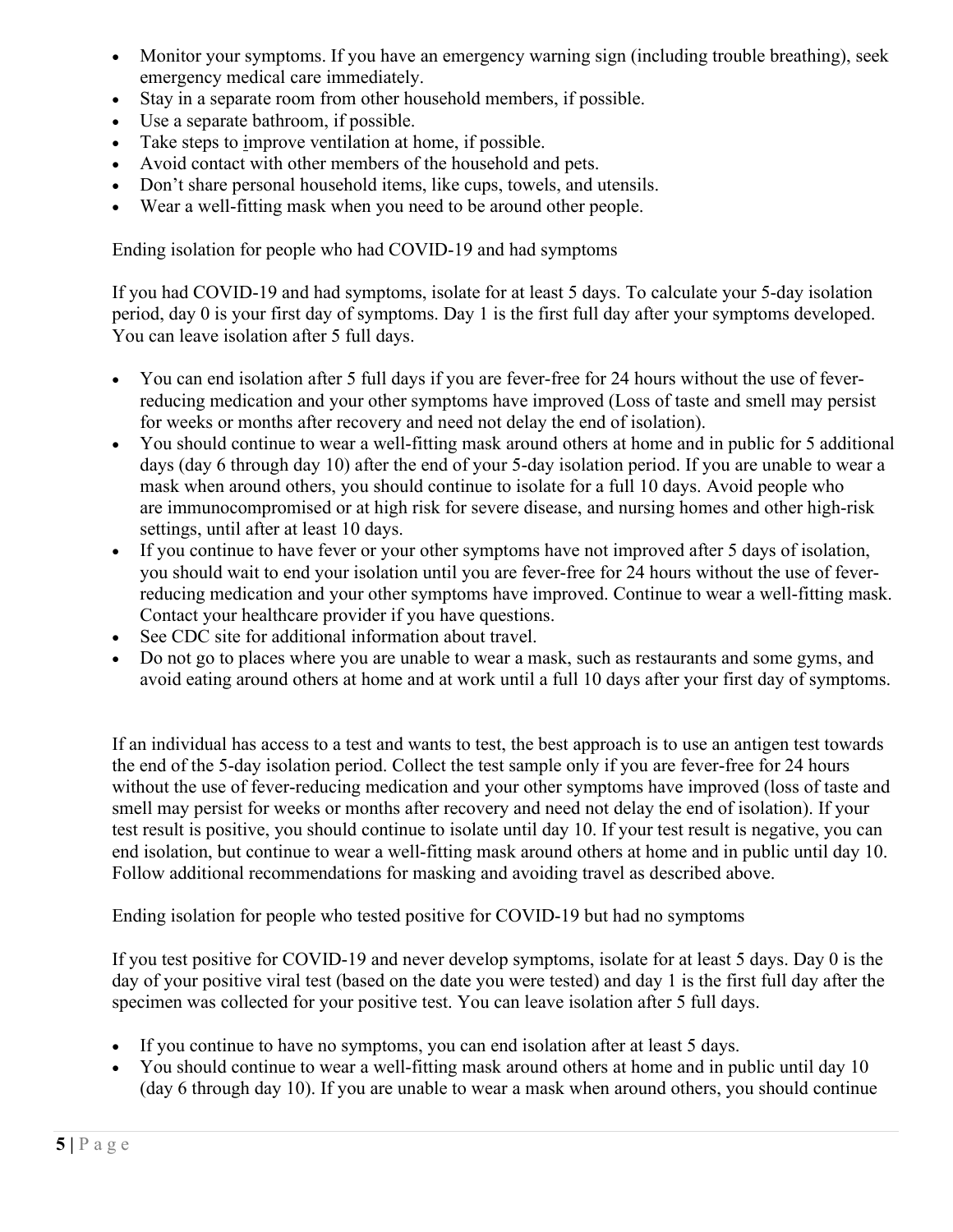- Monitor your symptoms. If you have an emergency warning sign (including trouble breathing), seek emergency medical care immediately.
- Stay in a separate room from other household members, if possible.
- Use a separate bathroom, if possible.
- Take steps to improve ventilation at home, if possible.
- Avoid contact with other members of the household and pets.
- Don't share personal household items, like cups, towels, and utensils.
- Wear a well-fitting mask when you need to be around other people.

Ending isolation for people who had COVID-19 and had symptoms

If you had COVID-19 and had symptoms, isolate for at least 5 days. To calculate your 5-day isolation period, day 0 is your first day of symptoms. Day 1 is the first full day after your symptoms developed. You can leave isolation after 5 full days.

- You can end isolation after 5 full days if you are fever-free for 24 hours without the use of fever-reducing medication and your other symptoms have improved (Loss of taste and smell may persist for weeks or months after recovery and need not delay the end of isolation).
- You should continue to wear a well-fitting mask around others at home and in public for 5 additional days (day 6 through day 10) after the end of your 5-day isolation period. If you are unable to wear a mask when around others, you should continue to isolate for a full 10 days. Avoid people who are immunocompromised or at high risk for severe disease, and nursing homes and other high-risk settings, until after at least 10 days.
- If you continue to have fever or your other symptoms have not improved after 5 days of isolation, you should wait to end your isolation until you are fever-free for 24 hours without the use of fever-reducing medication and your other symptoms have improved. Continue to wear a well-fitting mask. Contact your healthcare provider if you have questions.
- See CDC site for additional information about travel.
- Do not go to places where you are unable to wear a mask, such as restaurants and some gyms, and avoid eating around others at home and at work until a full 10 days after your first day of symptoms.

If an individual has access to a test and wants to test, the best approach is to use an antigen test towards the end of the 5-day isolation period. Collect the test sample only if you are fever-free for 24 hours without the use of fever-reducing medication and your other symptoms have improved (loss of taste and smell may persist for weeks or months after recovery and need not delay the end of isolation). If your test result is positive, you should continue to isolate until day 10. If your test result is negative, you can end isolation, but continue to wear a well-fitting mask around others at home and in public until day 10. Follow additional recommendations for masking and avoiding travel as described above.

Ending isolation for people who tested positive for COVID-19 but had no symptoms

If you test positive for COVID-19 and never develop symptoms, isolate for at least 5 days. Day 0 is the day of your positive viral test (based on the date you were tested) and day 1 is the first full day after the specimen was collected for your positive test. You can leave isolation after 5 full days.

- If you continue to have no symptoms, you can end isolation after at least 5 days.
- You should continue to wear a well-fitting mask around others at home and in public until day 10 (day 6 through day 10). If you are unable to wear a mask when around others, you should continue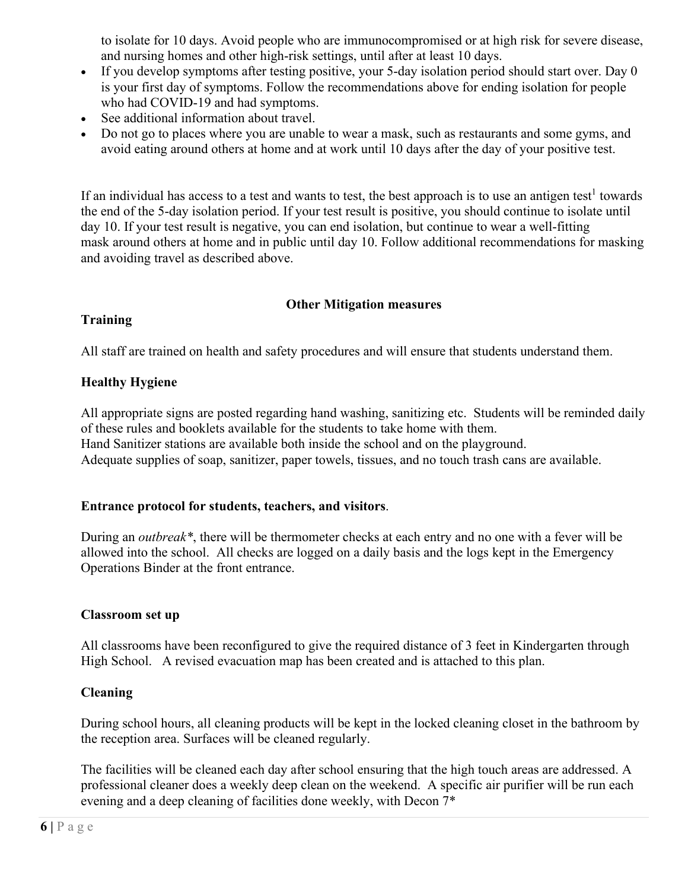to isolate for 10 days. Avoid people who are immunocompromised or at high risk for severe disease, and nursing homes and other high-risk settings, until after at least 10 days.

- If you develop symptoms after testing positive, your 5-day isolation period should start over. Day 0 is your first day of symptoms. Follow the recommendations above for ending isolation for people who had COVID-19 and had symptoms.
- See additional information about travel.
- Do not go to places where you are unable to wear a mask, such as restaurants and some gyms, and avoid eating around others at home and at work until 10 days after the day of your positive test.

If an individual has access to a test and wants to test, the best approach is to use an antigen test[1] towards the end of the 5-day isolation period. If your test result is positive, you should continue to isolate until day 10. If your test result is negative, you can end isolation, but continue to wear a well-fitting mask around others at home and in public until day 10. Follow additional recommendations for masking and avoiding travel as described above.

## Other Mitigation measures

### Training

All staff are trained on health and safety procedures and will ensure that students understand them.

### Healthy Hygiene

All appropriate signs are posted regarding hand washing, sanitizing etc. Students will be reminded daily of these rules and booklets available for the students to take home with them.
Hand Sanitizer stations are available both inside the school and on the playground.
Adequate supplies of soap, sanitizer, paper towels, tissues, and no touch trash cans are available.

### Entrance protocol for students, teachers, and visitors.

During an *outbreak**, there will be thermometer checks at each entry and no one with a fever will be allowed into the school. All checks are logged on a daily basis and the logs kept in the Emergency Operations Binder at the front entrance.

### Classroom set up

All classrooms have been reconfigured to give the required distance of 3 feet in Kindergarten through High School. A revised evacuation map has been created and is attached to this plan.

### Cleaning

During school hours, all cleaning products will be kept in the locked cleaning closet in the bathroom by the reception area. Surfaces will be cleaned regularly.

The facilities will be cleaned each day after school ensuring that the high touch areas are addressed. A professional cleaner does a weekly deep clean on the weekend. A specific air purifier will be run each evening and a deep cleaning of facilities done weekly, with Decon 7*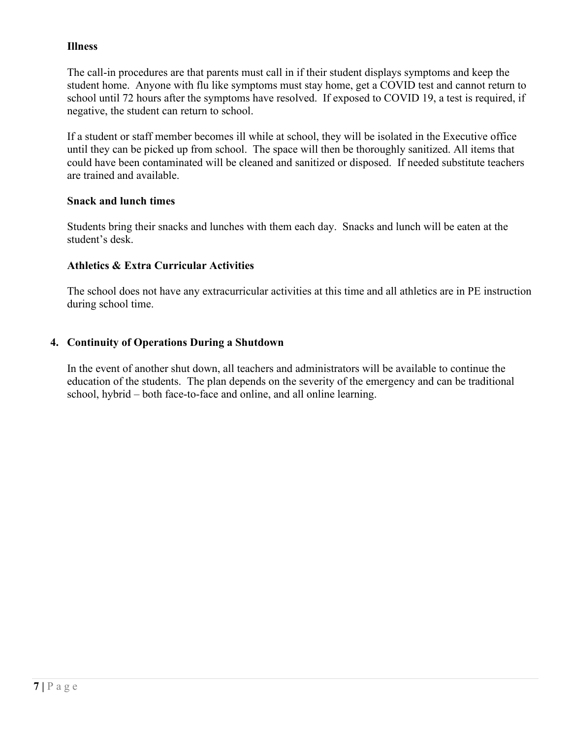**Illness**

The call-in procedures are that parents must call in if their student displays symptoms and keep the student home. Anyone with flu like symptoms must stay home, get a COVID test and cannot return to school until 72 hours after the symptoms have resolved. If exposed to COVID 19, a test is required, if negative, the student can return to school.

If a student or staff member becomes ill while at school, they will be isolated in the Executive office until they can be picked up from school. The space will then be thoroughly sanitized. All items that could have been contaminated will be cleaned and sanitized or disposed. If needed substitute teachers are trained and available.

**Snack and lunch times**

Students bring their snacks and lunches with them each day. Snacks and lunch will be eaten at the student's desk.

**Athletics & Extra Curricular Activities**

The school does not have any extracurricular activities at this time and all athletics are in PE instruction during school time.

## 4. Continuity of Operations During a Shutdown

In the event of another shut down, all teachers and administrators will be available to continue the education of the students. The plan depends on the severity of the emergency and can be traditional school, hybrid – both face-to-face and online, and all online learning.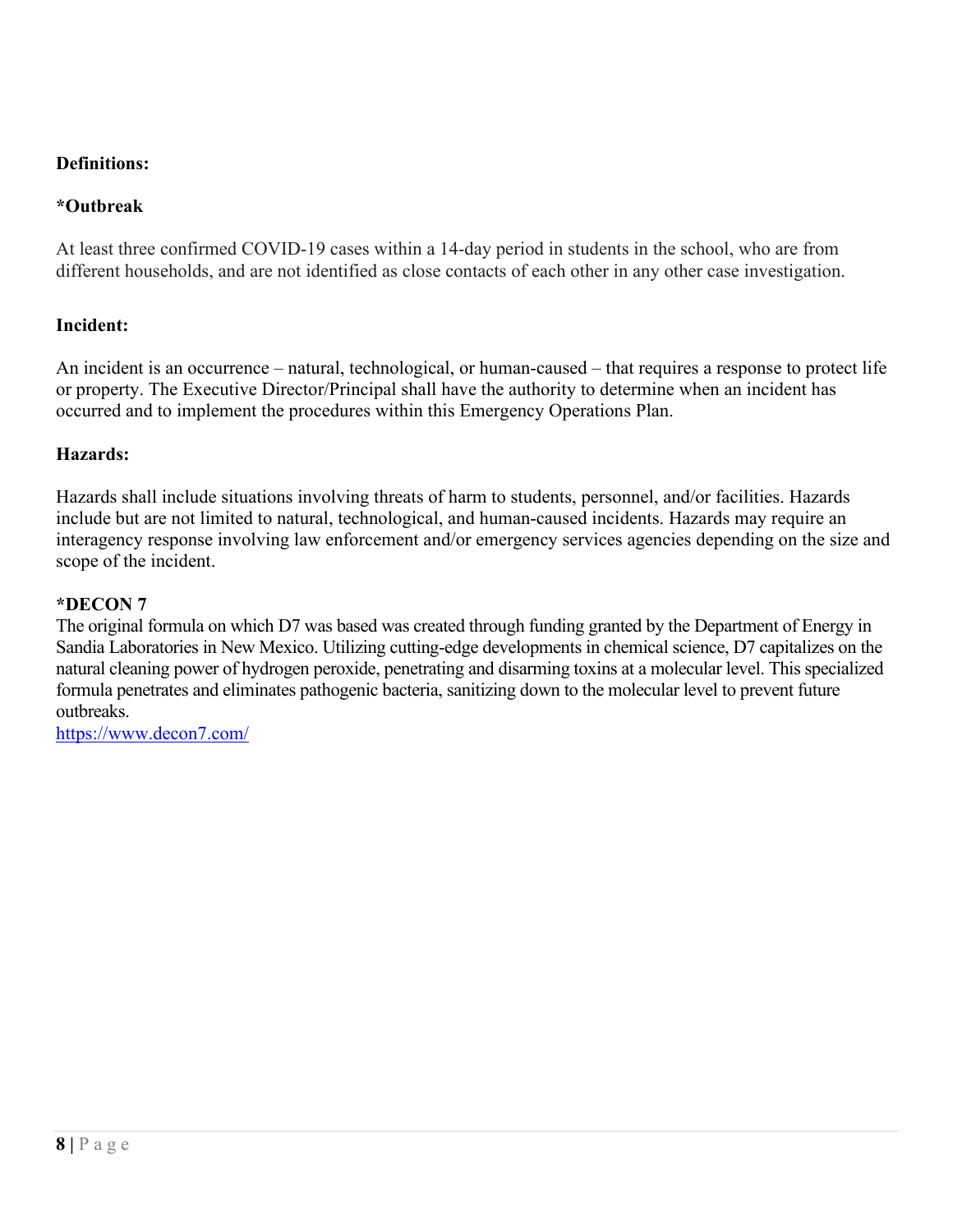**Definitions:**

**\*Outbreak**

At least three confirmed COVID-19 cases within a 14-day period in students in the school, who are from different households, and are not identified as close contacts of each other in any other case investigation.

**Incident:**

An incident is an occurrence – natural, technological, or human-caused – that requires a response to protect life or property. The Executive Director/Principal shall have the authority to determine when an incident has occurred and to implement the procedures within this Emergency Operations Plan.

**Hazards:**

Hazards shall include situations involving threats of harm to students, personnel, and/or facilities. Hazards include but are not limited to natural, technological, and human-caused incidents. Hazards may require an interagency response involving law enforcement and/or emergency services agencies depending on the size and scope of the incident.

**\*DECON 7**

The original formula on which D7 was based was created through funding granted by the Department of Energy in Sandia Laboratories in New Mexico. Utilizing cutting-edge developments in chemical science, D7 capitalizes on the natural cleaning power of hydrogen peroxide, penetrating and disarming toxins at a molecular level. This specialized formula penetrates and eliminates pathogenic bacteria, sanitizing down to the molecular level to prevent future outbreaks.

https://www.decon7.com/